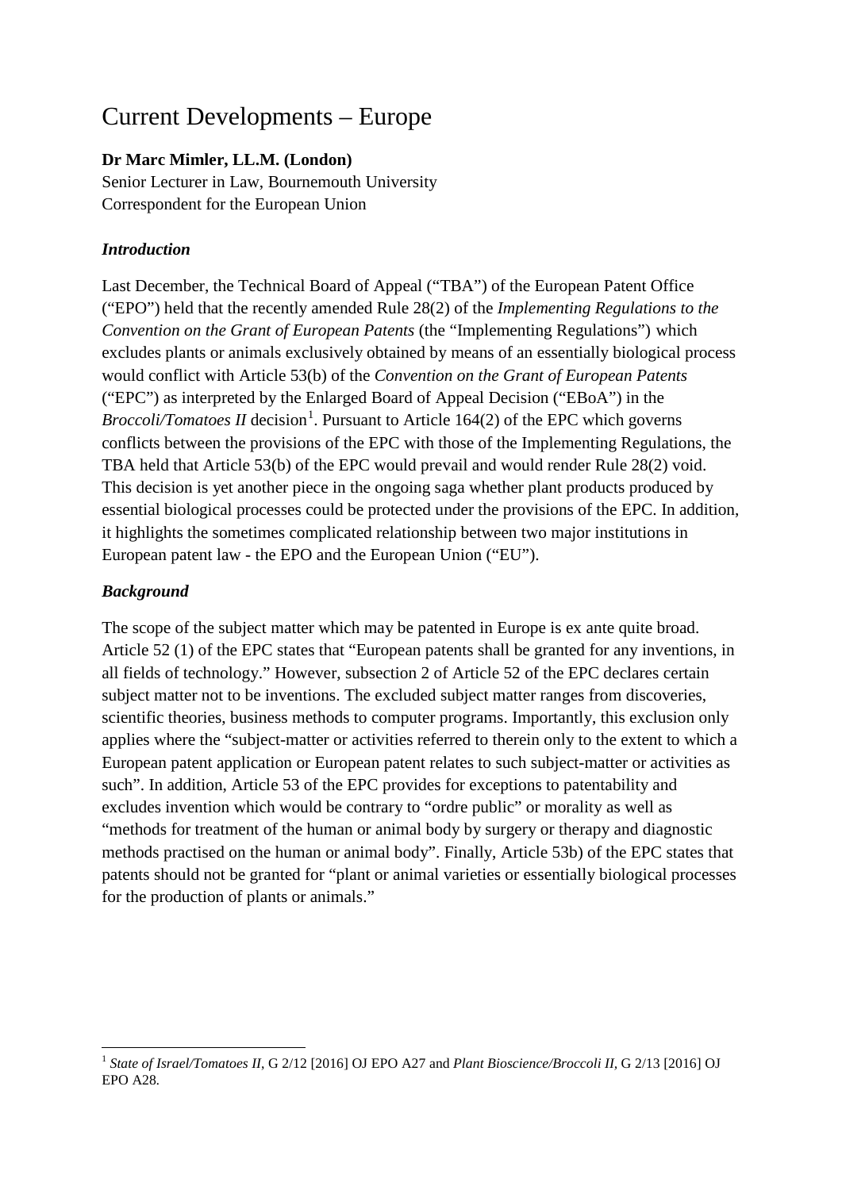# Current Developments – Europe

**Dr Marc Mimler, LL.M. (London)**
Senior Lecturer in Law, Bournemouth University
Correspondent for the European Union

## *Introduction*

Last December, the Technical Board of Appeal ("TBA") of the European Patent Office ("EPO") held that the recently amended Rule 28(2) of the *Implementing Regulations to the Convention on the Grant of European Patents* (the "Implementing Regulations") which excludes plants or animals exclusively obtained by means of an essentially biological process would conflict with Article 53(b) of the *Convention on the Grant of European Patents* ("EPC") as interpreted by the Enlarged Board of Appeal Decision ("EBoA") in the *Broccoli/Tomatoes II* decision[1]. Pursuant to Article 164(2) of the EPC which governs conflicts between the provisions of the EPC with those of the Implementing Regulations, the TBA held that Article 53(b) of the EPC would prevail and would render Rule 28(2) void. This decision is yet another piece in the ongoing saga whether plant products produced by essential biological processes could be protected under the provisions of the EPC. In addition, it highlights the sometimes complicated relationship between two major institutions in European patent law - the EPO and the European Union ("EU").

## *Background*

The scope of the subject matter which may be patented in Europe is ex ante quite broad. Article 52 (1) of the EPC states that "European patents shall be granted for any inventions, in all fields of technology." However, subsection 2 of Article 52 of the EPC declares certain subject matter not to be inventions. The excluded subject matter ranges from discoveries, scientific theories, business methods to computer programs. Importantly, this exclusion only applies where the "subject-matter or activities referred to therein only to the extent to which a European patent application or European patent relates to such subject-matter or activities as such". In addition, Article 53 of the EPC provides for exceptions to patentability and excludes invention which would be contrary to "ordre public" or morality as well as "methods for treatment of the human or animal body by surgery or therapy and diagnostic methods practised on the human or animal body". Finally, Article 53b) of the EPC states that patents should not be granted for "plant or animal varieties or essentially biological processes for the production of plants or animals."

---

[1] *State of Israel/Tomatoes II*, G 2/12 [2016] OJ EPO A27 and *Plant Bioscience/Broccoli II*, G 2/13 [2016] OJ EPO A28.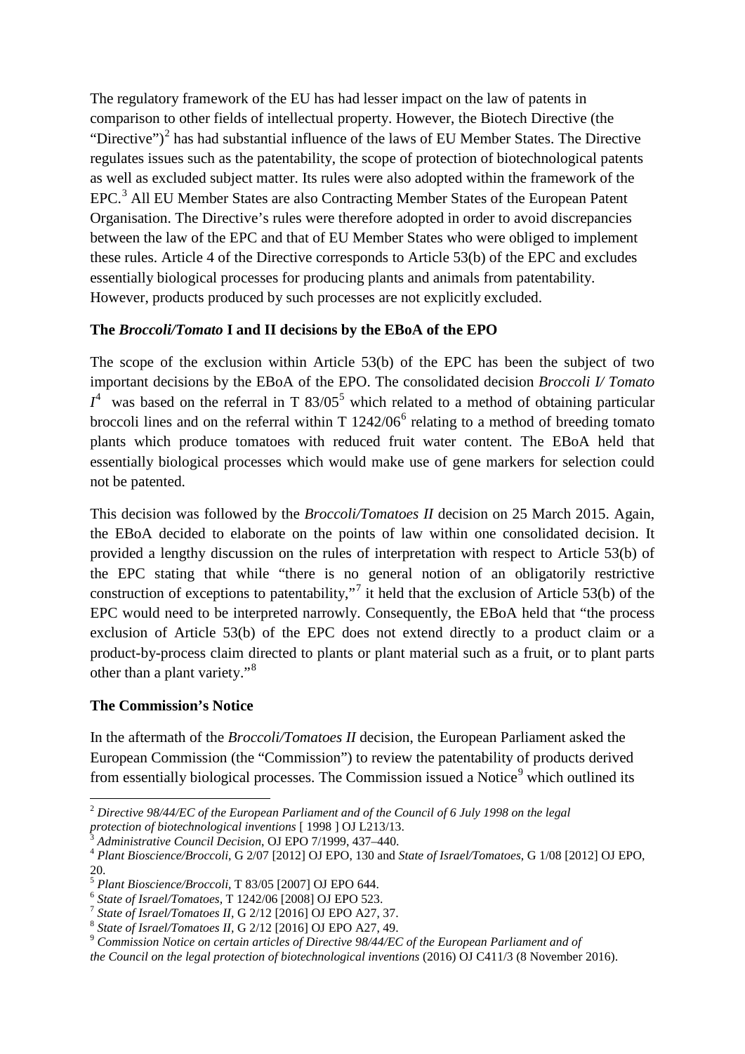The regulatory framework of the EU has had lesser impact on the law of patents in comparison to other fields of intellectual property. However, the Biotech Directive (the "Directive")[2] has had substantial influence of the laws of EU Member States. The Directive regulates issues such as the patentability, the scope of protection of biotechnological patents as well as excluded subject matter. Its rules were also adopted within the framework of the EPC.[3] All EU Member States are also Contracting Member States of the European Patent Organisation. The Directive's rules were therefore adopted in order to avoid discrepancies between the law of the EPC and that of EU Member States who were obliged to implement these rules. Article 4 of the Directive corresponds to Article 53(b) of the EPC and excludes essentially biological processes for producing plants and animals from patentability. However, products produced by such processes are not explicitly excluded.

**The *Broccoli/Tomato* I and II decisions by the EBoA of the EPO**

The scope of the exclusion within Article 53(b) of the EPC has been the subject of two important decisions by the EBoA of the EPO. The consolidated decision *Broccoli I/ Tomato I*[4] was based on the referral in T 83/05[5] which related to a method of obtaining particular broccoli lines and on the referral within T 1242/06[6] relating to a method of breeding tomato plants which produce tomatoes with reduced fruit water content. The EBoA held that essentially biological processes which would make use of gene markers for selection could not be patented.

This decision was followed by the *Broccoli/Tomatoes II* decision on 25 March 2015. Again, the EBoA decided to elaborate on the points of law within one consolidated decision. It provided a lengthy discussion on the rules of interpretation with respect to Article 53(b) of the EPC stating that while "there is no general notion of an obligatorily restrictive construction of exceptions to patentability,"[7] it held that the exclusion of Article 53(b) of the EPC would need to be interpreted narrowly. Consequently, the EBoA held that "the process exclusion of Article 53(b) of the EPC does not extend directly to a product claim or a product-by-process claim directed to plants or plant material such as a fruit, or to plant parts other than a plant variety."[8]

**The Commission's Notice**

In the aftermath of the *Broccoli/Tomatoes II* decision, the European Parliament asked the European Commission (the "Commission") to review the patentability of products derived from essentially biological processes. The Commission issued a Notice[9] which outlined its

---

[2] *Directive 98/44/EC of the European Parliament and of the Council of 6 July 1998 on the legal protection of biotechnological inventions* [ 1998 ] OJ L213/13.

[3] *Administrative Council Decision*, OJ EPO 7/1999, 437–440.

[4] *Plant Bioscience/Broccoli*, G 2/07 [2012] OJ EPO, 130 and *State of Israel/Tomatoes*, G 1/08 [2012] OJ EPO, 20.

[5] *Plant Bioscience/Broccoli*, T 83/05 [2007] OJ EPO 644.

[6] *State of Israel/Tomatoes*, T 1242/06 [2008] OJ EPO 523.

[7] *State of Israel/Tomatoes II*, G 2/12 [2016] OJ EPO A27, 37.

[8] *State of Israel/Tomatoes II*, G 2/12 [2016] OJ EPO A27, 49.

[9] *Commission Notice on certain articles of Directive 98/44/EC of the European Parliament and of the Council on the legal protection of biotechnological inventions* (2016) OJ C411/3 (8 November 2016).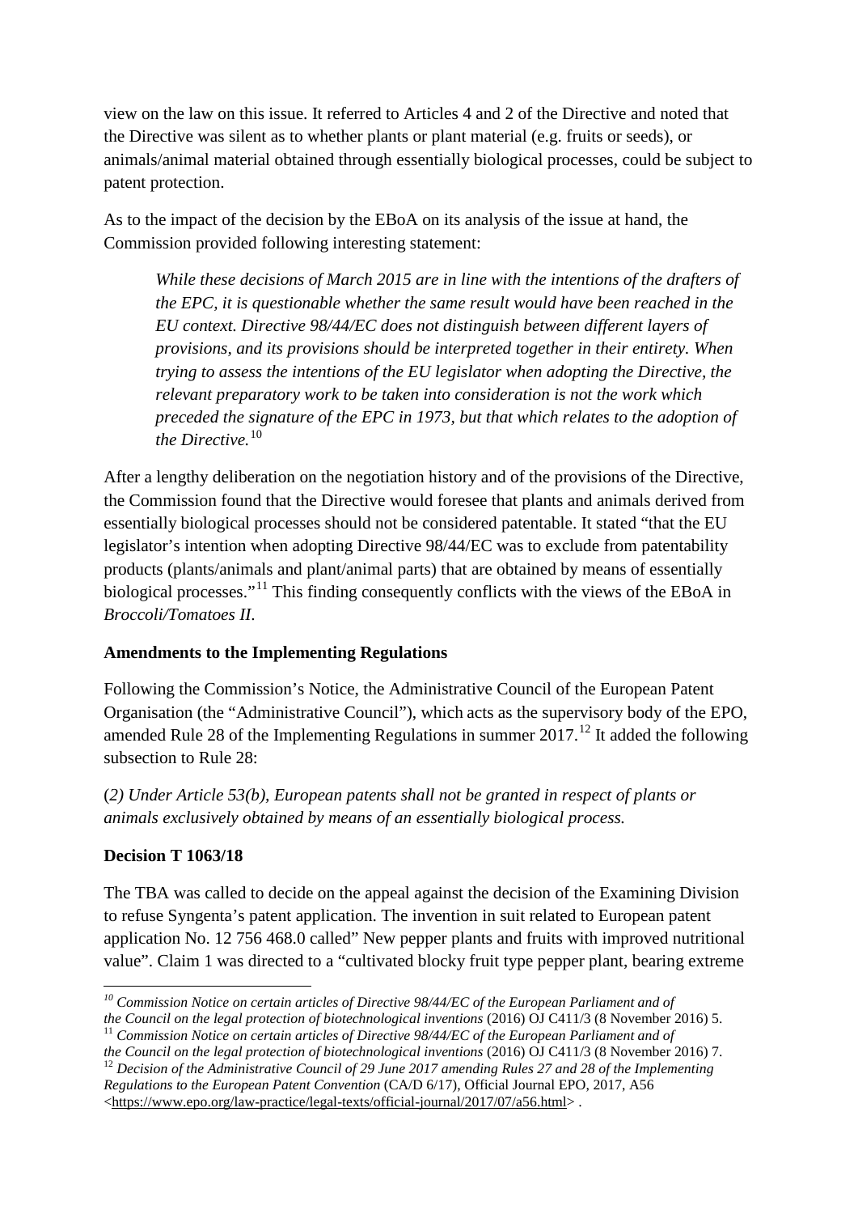view on the law on this issue. It referred to Articles 4 and 2 of the Directive and noted that the Directive was silent as to whether plants or plant material (e.g. fruits or seeds), or animals/animal material obtained through essentially biological processes, could be subject to patent protection.

As to the impact of the decision by the EBoA on its analysis of the issue at hand, the Commission provided following interesting statement:

> *While these decisions of March 2015 are in line with the intentions of the drafters of the EPC, it is questionable whether the same result would have been reached in the EU context. Directive 98/44/EC does not distinguish between different layers of provisions, and its provisions should be interpreted together in their entirety. When trying to assess the intentions of the EU legislator when adopting the Directive, the relevant preparatory work to be taken into consideration is not the work which preceded the signature of the EPC in 1973, but that which relates to the adoption of the Directive.*[10]

After a lengthy deliberation on the negotiation history and of the provisions of the Directive, the Commission found that the Directive would foresee that plants and animals derived from essentially biological processes should not be considered patentable. It stated "that the EU legislator's intention when adopting Directive 98/44/EC was to exclude from patentability products (plants/animals and plant/animal parts) that are obtained by means of essentially biological processes."[11] This finding consequently conflicts with the views of the EBoA in *Broccoli/Tomatoes II*.

**Amendments to the Implementing Regulations**

Following the Commission's Notice, the Administrative Council of the European Patent Organisation (the "Administrative Council"), which acts as the supervisory body of the EPO, amended Rule 28 of the Implementing Regulations in summer 2017.[12] It added the following subsection to Rule 28:

(*2) Under Article 53(b), European patents shall not be granted in respect of plants or animals exclusively obtained by means of an essentially biological process.*

**Decision T 1063/18**

The TBA was called to decide on the appeal against the decision of the Examining Division to refuse Syngenta's patent application. The invention in suit related to European patent application No. 12 756 468.0 called" New pepper plants and fruits with improved nutritional value". Claim 1 was directed to a "cultivated blocky fruit type pepper plant, bearing extreme

---

[10] *Commission Notice on certain articles of Directive 98/44/EC of the European Parliament and of the Council on the legal protection of biotechnological inventions* (2016) OJ C411/3 (8 November 2016) 5.

[11] *Commission Notice on certain articles of Directive 98/44/EC of the European Parliament and of the Council on the legal protection of biotechnological inventions* (2016) OJ C411/3 (8 November 2016) 7.

[12] *Decision of the Administrative Council of 29 June 2017 amending Rules 27 and 28 of the Implementing Regulations to the European Patent Convention* (CA/D 6/17), Official Journal EPO, 2017, A56 <https://www.epo.org/law-practice/legal-texts/official-journal/2017/07/a56.html> .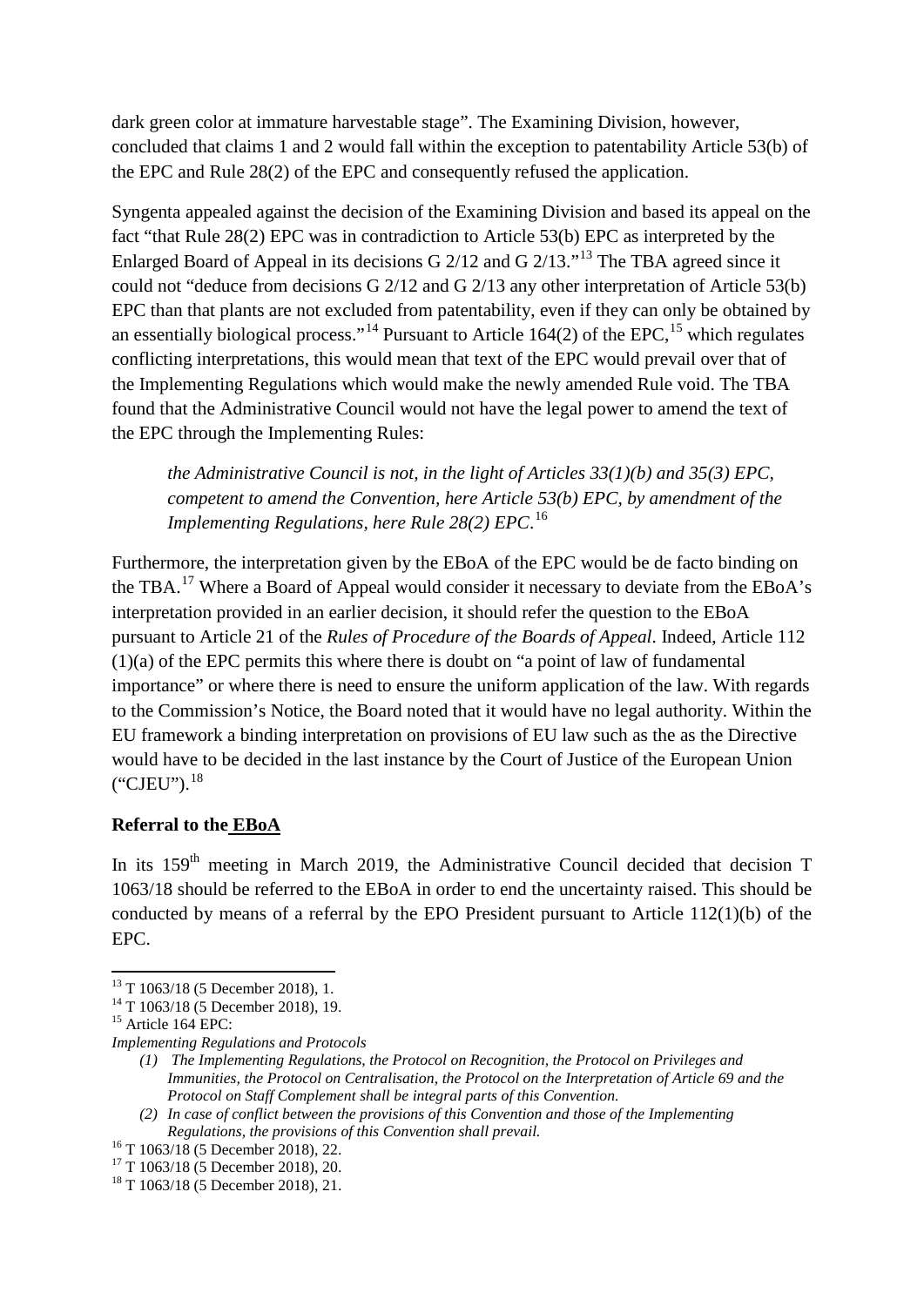dark green color at immature harvestable stage". The Examining Division, however, concluded that claims 1 and 2 would fall within the exception to patentability Article 53(b) of the EPC and Rule 28(2) of the EPC and consequently refused the application.

Syngenta appealed against the decision of the Examining Division and based its appeal on the fact "that Rule 28(2) EPC was in contradiction to Article 53(b) EPC as interpreted by the Enlarged Board of Appeal in its decisions G 2/12 and G 2/13."[13] The TBA agreed since it could not "deduce from decisions G 2/12 and G 2/13 any other interpretation of Article 53(b) EPC than that plants are not excluded from patentability, even if they can only be obtained by an essentially biological process."[14] Pursuant to Article 164(2) of the EPC,[15] which regulates conflicting interpretations, this would mean that text of the EPC would prevail over that of the Implementing Regulations which would make the newly amended Rule void. The TBA found that the Administrative Council would not have the legal power to amend the text of the EPC through the Implementing Rules:

> *the Administrative Council is not, in the light of Articles 33(1)(b) and 35(3) EPC, competent to amend the Convention, here Article 53(b) EPC, by amendment of the Implementing Regulations, here Rule 28(2) EPC.*[16]

Furthermore, the interpretation given by the EBoA of the EPC would be de facto binding on the TBA.[17] Where a Board of Appeal would consider it necessary to deviate from the EBoA's interpretation provided in an earlier decision, it should refer the question to the EBoA pursuant to Article 21 of the *Rules of Procedure of the Boards of Appeal*. Indeed, Article 112 (1)(a) of the EPC permits this where there is doubt on "a point of law of fundamental importance" or where there is need to ensure the uniform application of the law. With regards to the Commission's Notice, the Board noted that it would have no legal authority. Within the EU framework a binding interpretation on provisions of EU law such as the as the Directive would have to be decided in the last instance by the Court of Justice of the European Union ("CJEU").[18]

**Referral to the EBoA**

In its 159th meeting in March 2019, the Administrative Council decided that decision T 1063/18 should be referred to the EBoA in order to end the uncertainty raised. This should be conducted by means of a referral by the EPO President pursuant to Article 112(1)(b) of the EPC.

---

[13] T 1063/18 (5 December 2018), 1.

[14] T 1063/18 (5 December 2018), 19.

[15] Article 164 EPC:

*Implementing Regulations and Protocols*

*(1) The Implementing Regulations, the Protocol on Recognition, the Protocol on Privileges and Immunities, the Protocol on Centralisation, the Protocol on the Interpretation of Article 69 and the Protocol on Staff Complement shall be integral parts of this Convention.*

*(2) In case of conflict between the provisions of this Convention and those of the Implementing Regulations, the provisions of this Convention shall prevail.*

[16] T 1063/18 (5 December 2018), 22.

[17] T 1063/18 (5 December 2018), 20.

[18] T 1063/18 (5 December 2018), 21.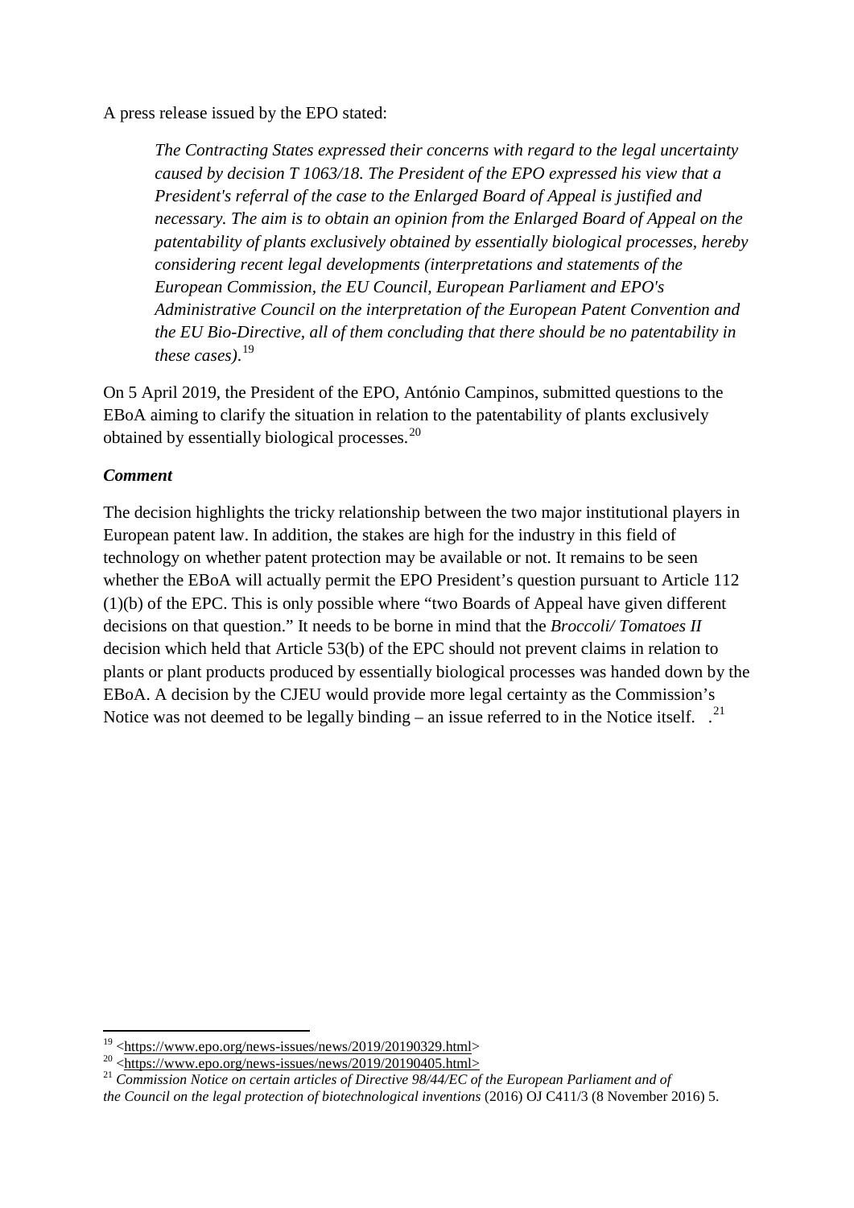A press release issued by the EPO stated:

> *The Contracting States expressed their concerns with regard to the legal uncertainty caused by decision T 1063/18. The President of the EPO expressed his view that a President's referral of the case to the Enlarged Board of Appeal is justified and necessary. The aim is to obtain an opinion from the Enlarged Board of Appeal on the patentability of plants exclusively obtained by essentially biological processes, hereby considering recent legal developments (interpretations and statements of the European Commission, the EU Council, European Parliament and EPO's Administrative Council on the interpretation of the European Patent Convention and the EU Bio-Directive, all of them concluding that there should be no patentability in these cases)*.[19]

On 5 April 2019, the President of the EPO, António Campinos, submitted questions to the EBoA aiming to clarify the situation in relation to the patentability of plants exclusively obtained by essentially biological processes.[20]

***Comment***

The decision highlights the tricky relationship between the two major institutional players in European patent law. In addition, the stakes are high for the industry in this field of technology on whether patent protection may be available or not. It remains to be seen whether the EBoA will actually permit the EPO President's question pursuant to Article 112 (1)(b) of the EPC. This is only possible where "two Boards of Appeal have given different decisions on that question." It needs to be borne in mind that the *Broccoli/ Tomatoes II* decision which held that Article 53(b) of the EPC should not prevent claims in relation to plants or plant products produced by essentially biological processes was handed down by the EBoA. A decision by the CJEU would provide more legal certainty as the Commission's Notice was not deemed to be legally binding – an issue referred to in the Notice itself. .[21]

---

[19] <https://www.epo.org/news-issues/news/2019/20190329.html>

[20] <https://www.epo.org/news-issues/news/2019/20190405.html>

[21] *Commission Notice on certain articles of Directive 98/44/EC of the European Parliament and of the Council on the legal protection of biotechnological inventions* (2016) OJ C411/3 (8 November 2016) 5.